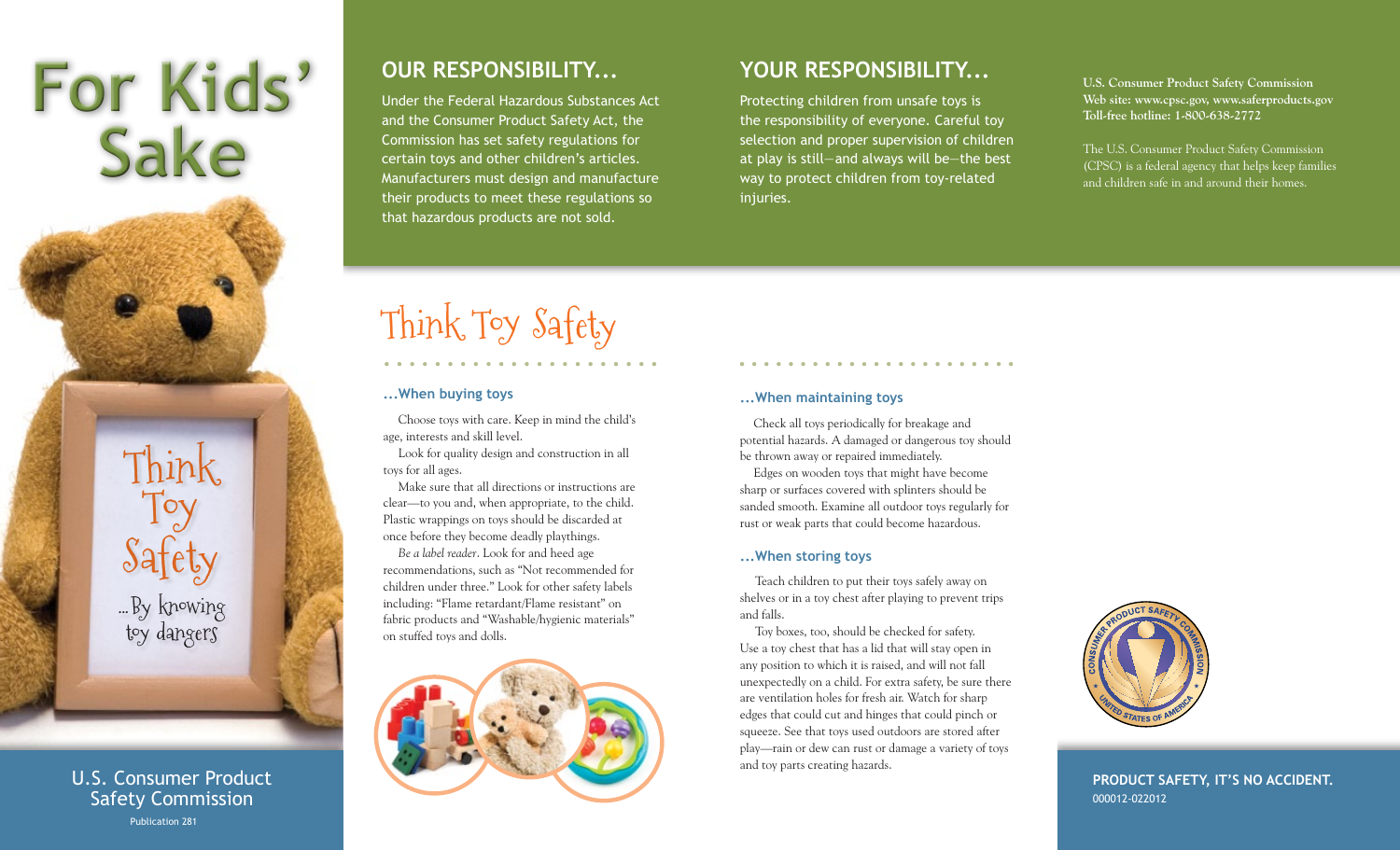# For Kids' Sake

Think Toy Safety

...By knowing toy dangers

U.S. Consumer Product Safety Commission

Publication 281

## OUR RESPONSIBILITY...

Under the Federal Hazardous Substances Act and the Consumer Product Safety Act, the Commission has set safety regulations for certain toys and other children's articles. Manufacturers must design and manufacture their products to meet these regulations so that hazardous products are not sold.

## YOUR RESPONSIBILITY...

Protecting children from unsafe toys is the responsibility of everyone. Careful toy selection and proper supervision of children at play is still—and always will be—the best way to protect children from toy-related injuries.

**U.S. Consumer Product Safety Commission**
**Web site: www.cpsc.gov, www.saferproducts.gov**
**Toll-free hotline: 1-800-638-2772**

The U.S. Consumer Product Safety Commission (CPSC) is a federal agency that helps keep families and children safe in and around their homes.

# Think Toy Safety

### ...When buying toys

Choose toys with care. Keep in mind the child's age, interests and skill level.

Look for quality design and construction in all toys for all ages.

Make sure that all directions or instructions are clear—to you and, when appropriate, to the child. Plastic wrappings on toys should be discarded at once before they become deadly playthings.

*Be a label reader*. Look for and heed age recommendations, such as "Not recommended for children under three." Look for other safety labels including: "Flame retardant/Flame resistant" on fabric products and "Washable/hygienic materials" on stuffed toys and dolls.

### ...When maintaining toys

Check all toys periodically for breakage and potential hazards. A damaged or dangerous toy should be thrown away or repaired immediately.

Edges on wooden toys that might have become sharp or surfaces covered with splinters should be sanded smooth. Examine all outdoor toys regularly for rust or weak parts that could become hazardous.

### ...When storing toys

Teach children to put their toys safely away on shelves or in a toy chest after playing to prevent trips and falls.

Toy boxes, too, should be checked for safety. Use a toy chest that has a lid that will stay open in any position to which it is raised, and will not fall unexpectedly on a child. For extra safety, be sure there are ventilation holes for fresh air. Watch for sharp edges that could cut and hinges that could pinch or squeeze. See that toys used outdoors are stored after play—rain or dew can rust or damage a variety of toys and toy parts creating hazards.

CONSUMER PRODUCT SAFETY COMMISSION • UNITED STATES OF AMERICA

**PRODUCT SAFETY, IT'S NO ACCIDENT.**
000012-022012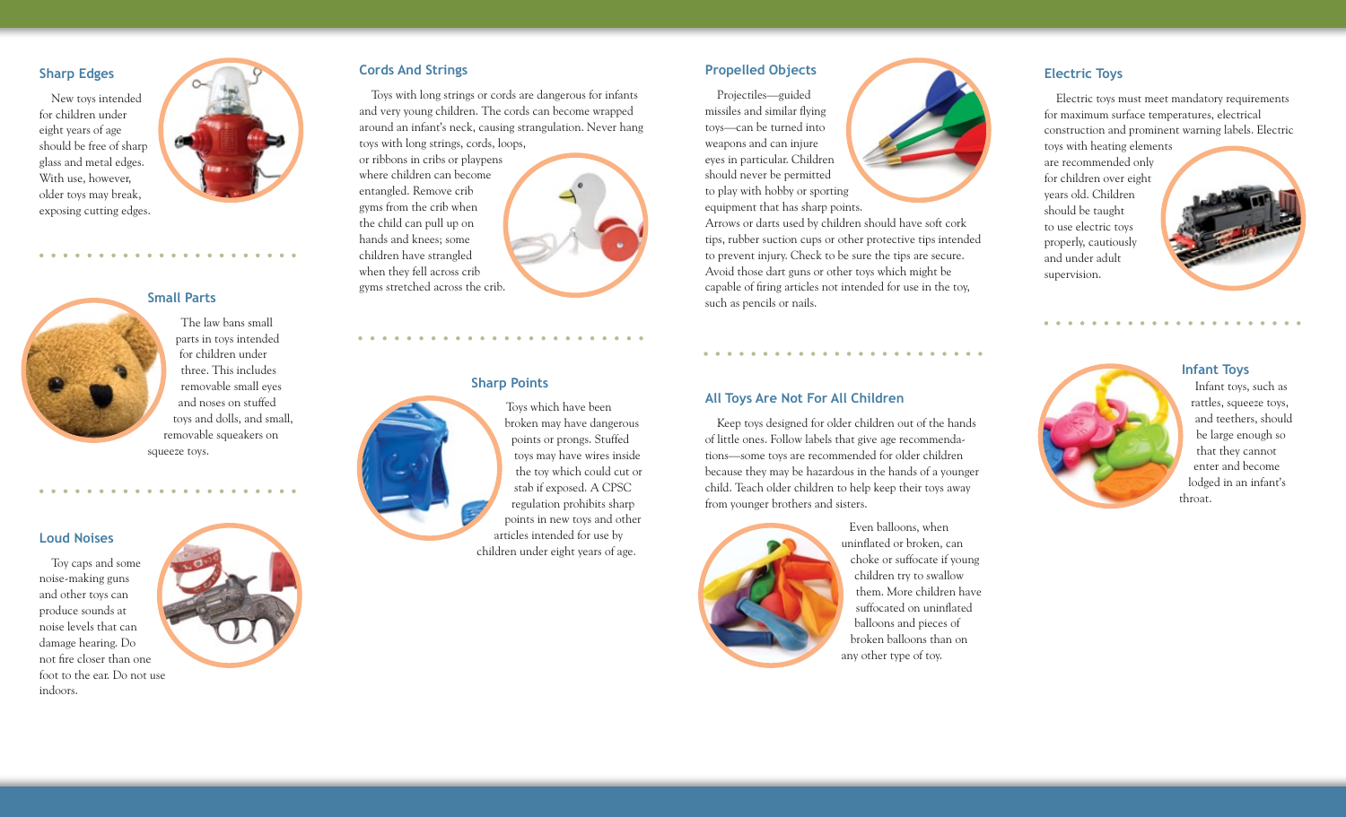## Sharp Edges

New toys intended for children under eight years of age should be free of sharp glass and metal edges. With use, however, older toys may break, exposing cutting edges.

## Small Parts

The law bans small parts in toys intended for children under three. This includes removable small eyes and noses on stuffed toys and dolls, and small, removable squeakers on squeeze toys.

## Loud Noises

Toy caps and some noise-making guns and other toys can produce sounds at noise levels that can damage hearing. Do not fire closer than one foot to the ear. Do not use indoors.

## Cords And Strings

Toys with long strings or cords are dangerous for infants and very young children. The cords can become wrapped around an infant's neck, causing strangulation. Never hang toys with long strings, cords, loops, or ribbons in cribs or playpens where children can become entangled. Remove crib gyms from the crib when the child can pull up on hands and knees; some children have strangled when they fell across crib gyms stretched across the crib.

## Sharp Points

Toys which have been broken may have dangerous points or prongs. Stuffed toys may have wires inside the toy which could cut or stab if exposed. A CPSC regulation prohibits sharp points in new toys and other articles intended for use by children under eight years of age.

## Propelled Objects

Projectiles—guided missiles and similar flying toys—can be turned into weapons and can injure eyes in particular. Children should never be permitted to play with hobby or sporting equipment that has sharp points. Arrows or darts used by children should have soft cork tips, rubber suction cups or other protective tips intended to prevent injury. Check to be sure the tips are secure. Avoid those dart guns or other toys which might be capable of firing articles not intended for use in the toy, such as pencils or nails.

## All Toys Are Not For All Children

Keep toys designed for older children out of the hands of little ones. Follow labels that give age recommendations—some toys are recommended for older children because they may be hazardous in the hands of a younger child. Teach older children to help keep their toys away from younger brothers and sisters.

Even balloons, when uninflated or broken, can choke or suffocate if young children try to swallow them. More children have suffocated on uninflated balloons and pieces of broken balloons than on any other type of toy.

## Electric Toys

Electric toys must meet mandatory requirements for maximum surface temperatures, electrical construction and prominent warning labels. Electric toys with heating elements are recommended only for children over eight years old. Children should be taught to use electric toys properly, cautiously and under adult supervision.

## Infant Toys

Infant toys, such as rattles, squeeze toys, and teethers, should be large enough so that they cannot enter and become lodged in an infant's throat.